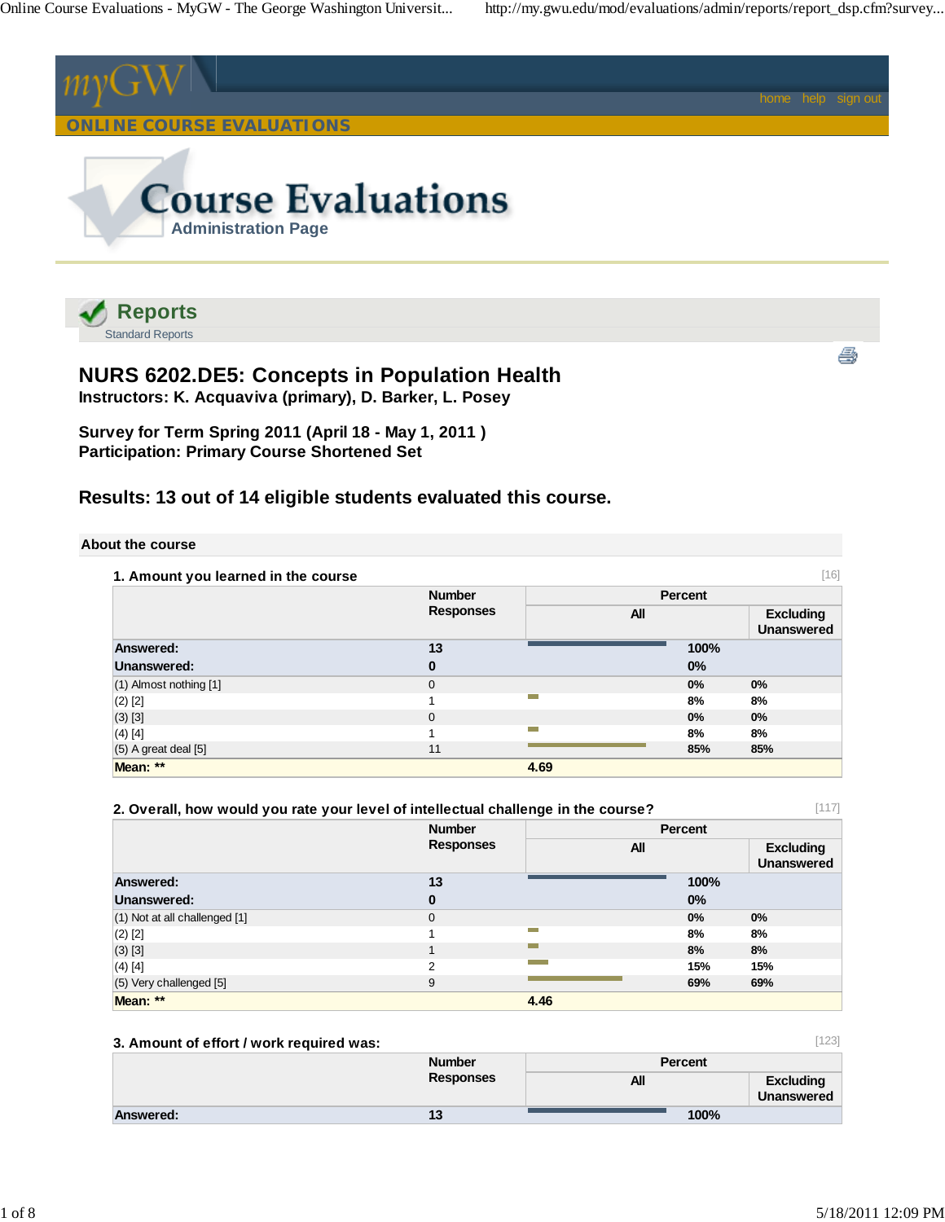myGW

home help sign out

ONLINE COURSE EVALUATIONS

# Course Evaluations

Administration Page

## Reports

Standard Reports

# NURS 6202.DE5: Concepts in Population Health

**Instructors: K. Acquaviva (primary), D. Barker, L. Posey**

**Survey for Term Spring 2011 (April 18 - May 1, 2011 )**
**Participation: Primary Course Shortened Set**

## Results: 13 out of 14 eligible students evaluated this course.

### About the course

**1. Amount you learned in the course** [16]

| | Number Responses | Percent All | Percent Excluding Unanswered |
|---|---|---|---|
| **Answered:** | **13** | **100%** | |
| **Unanswered:** | **0** | **0%** | |
| (1) Almost nothing [1] | 0 | 0% | 0% |
| (2) [2] | 1 | 8% | 8% |
| (3) [3] | 0 | 0% | 0% |
| (4) [4] | 1 | 8% | 8% |
| (5) A great deal [5] | 11 | 85% | 85% |
| **Mean: \*\*** | | **4.69** | |

**2. Overall, how would you rate your level of intellectual challenge in the course?** [117]

| | Number Responses | Percent All | Percent Excluding Unanswered |
|---|---|---|---|
| **Answered:** | **13** | **100%** | |
| **Unanswered:** | **0** | **0%** | |
| (1) Not at all challenged [1] | 0 | 0% | 0% |
| (2) [2] | 1 | 8% | 8% |
| (3) [3] | 1 | 8% | 8% |
| (4) [4] | 2 | 15% | 15% |
| (5) Very challenged [5] | 9 | 69% | 69% |
| **Mean: \*\*** | | **4.46** | |

**3. Amount of effort / work required was:** [123]

| | Number Responses | Percent All | Percent Excluding Unanswered |
|---|---|---|---|
| **Answered:** | **13** | **100%** | |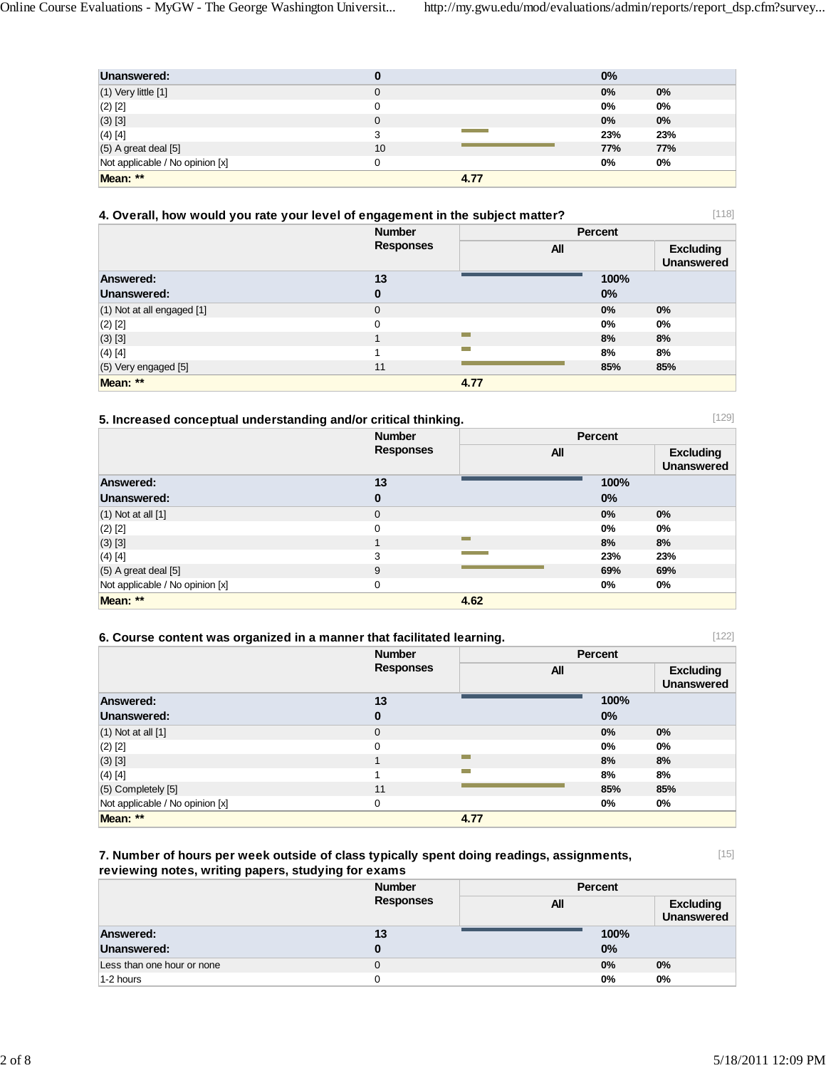| | Number Responses | Percent All | Percent Excluding Unanswered |
|---|---|---|---|
| **Unanswered:** | **0** | **0%** | |
| (1) Very little [1] | 0 | 0% | 0% |
| (2) [2] | 0 | 0% | 0% |
| (3) [3] | 0 | 0% | 0% |
| (4) [4] | 3 | 23% | 23% |
| (5) A great deal [5] | 10 | 77% | 77% |
| Not applicable / No opinion [x] | 0 | 0% | 0% |
| **Mean: \*\*** | | **4.77** | |

### 4. Overall, how would you rate your level of engagement in the subject matter?

[118]

| | Number Responses | Percent | |
|---|---|---|---|
| | | All | Excluding Unanswered |
| **Answered:** | **13** | **100%** | |
| **Unanswered:** | **0** | **0%** | |
| (1) Not at all engaged [1] | 0 | 0% | 0% |
| (2) [2] | 0 | 0% | 0% |
| (3) [3] | 1 | 8% | 8% |
| (4) [4] | 1 | 8% | 8% |
| (5) Very engaged [5] | 11 | 85% | 85% |
| **Mean: \*\*** | | **4.77** | |

### 5. Increased conceptual understanding and/or critical thinking.

[129]

| | Number Responses | Percent | |
|---|---|---|---|
| | | All | Excluding Unanswered |
| **Answered:** | **13** | **100%** | |
| **Unanswered:** | **0** | **0%** | |
| (1) Not at all [1] | 0 | 0% | 0% |
| (2) [2] | 0 | 0% | 0% |
| (3) [3] | 1 | 8% | 8% |
| (4) [4] | 3 | 23% | 23% |
| (5) A great deal [5] | 9 | 69% | 69% |
| Not applicable / No opinion [x] | 0 | 0% | 0% |
| **Mean: \*\*** | | **4.62** | |

### 6. Course content was organized in a manner that facilitated learning.

[122]

| | Number Responses | Percent | |
|---|---|---|---|
| | | All | Excluding Unanswered |
| **Answered:** | **13** | **100%** | |
| **Unanswered:** | **0** | **0%** | |
| (1) Not at all [1] | 0 | 0% | 0% |
| (2) [2] | 0 | 0% | 0% |
| (3) [3] | 1 | 8% | 8% |
| (4) [4] | 1 | 8% | 8% |
| (5) Completely [5] | 11 | 85% | 85% |
| Not applicable / No opinion [x] | 0 | 0% | 0% |
| **Mean: \*\*** | | **4.77** | |

### 7. Number of hours per week outside of class typically spent doing readings, assignments, reviewing notes, writing papers, studying for exams

[15]

| | Number Responses | Percent | |
|---|---|---|---|
| | | All | Excluding Unanswered |
| **Answered:** | **13** | **100%** | |
| **Unanswered:** | **0** | **0%** | |
| Less than one hour or none | 0 | 0% | 0% |
| 1-2 hours | 0 | 0% | 0% |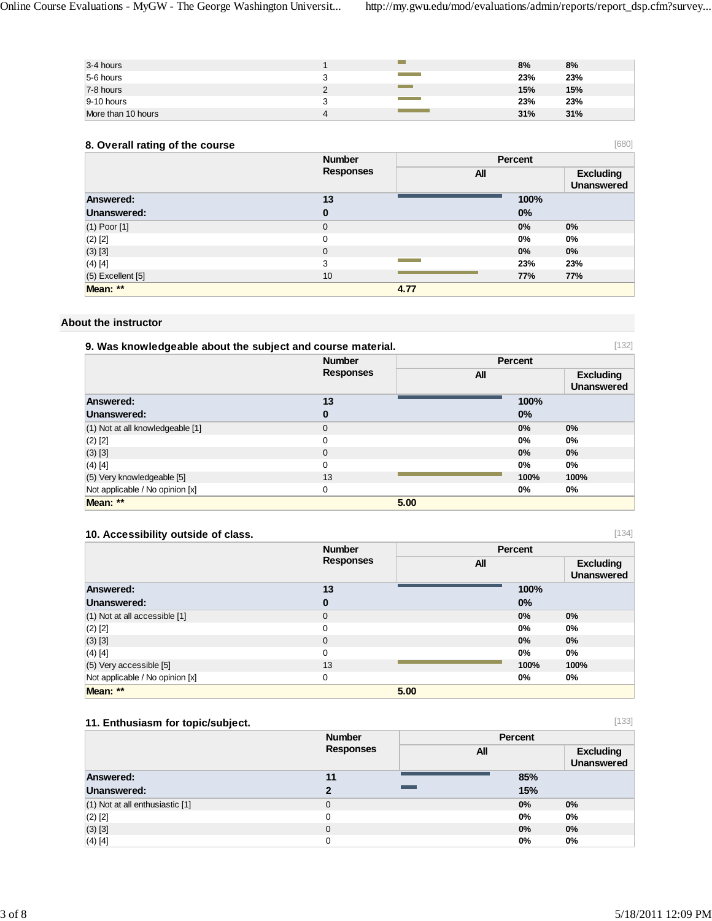| | Number Responses | All | Excluding Unanswered |
|---|---|---|---|
| 3-4 hours | 1 | 8% | 8% |
| 5-6 hours | 3 | 23% | 23% |
| 7-8 hours | 2 | 15% | 15% |
| 9-10 hours | 3 | 23% | 23% |
| More than 10 hours | 4 | 31% | 31% |

### 8. Overall rating of the course

[680]

| | Number Responses | Percent | |
|---|---|---|---|
| | | All | Excluding Unanswered |
| **Answered:** | **13** | **100%** | |
| **Unanswered:** | **0** | **0%** | |
| (1) Poor [1] | 0 | 0% | 0% |
| (2) [2] | 0 | 0% | 0% |
| (3) [3] | 0 | 0% | 0% |
| (4) [4] | 3 | 23% | 23% |
| (5) Excellent [5] | 10 | 77% | 77% |
| **Mean: \*\*** | | **4.77** | |

## About the instructor

### 9. Was knowledgeable about the subject and course material.

[132]

| | Number Responses | Percent | |
|---|---|---|---|
| | | All | Excluding Unanswered |
| **Answered:** | **13** | **100%** | |
| **Unanswered:** | **0** | **0%** | |
| (1) Not at all knowledgeable [1] | 0 | 0% | 0% |
| (2) [2] | 0 | 0% | 0% |
| (3) [3] | 0 | 0% | 0% |
| (4) [4] | 0 | 0% | 0% |
| (5) Very knowledgeable [5] | 13 | 100% | 100% |
| Not applicable / No opinion [x] | 0 | 0% | 0% |
| **Mean: \*\*** | | **5.00** | |

### 10. Accessibility outside of class.

[134]

| | Number Responses | Percent | |
|---|---|---|---|
| | | All | Excluding Unanswered |
| **Answered:** | **13** | **100%** | |
| **Unanswered:** | **0** | **0%** | |
| (1) Not at all accessible [1] | 0 | 0% | 0% |
| (2) [2] | 0 | 0% | 0% |
| (3) [3] | 0 | 0% | 0% |
| (4) [4] | 0 | 0% | 0% |
| (5) Very accessible [5] | 13 | 100% | 100% |
| Not applicable / No opinion [x] | 0 | 0% | 0% |
| **Mean: \*\*** | | **5.00** | |

### 11. Enthusiasm for topic/subject.

[133]

| | Number Responses | Percent | |
|---|---|---|---|
| | | All | Excluding Unanswered |
| **Answered:** | **11** | **85%** | |
| **Unanswered:** | **2** | **15%** | |
| (1) Not at all enthusiastic [1] | 0 | 0% | 0% |
| (2) [2] | 0 | 0% | 0% |
| (3) [3] | 0 | 0% | 0% |
| (4) [4] | 0 | 0% | 0% |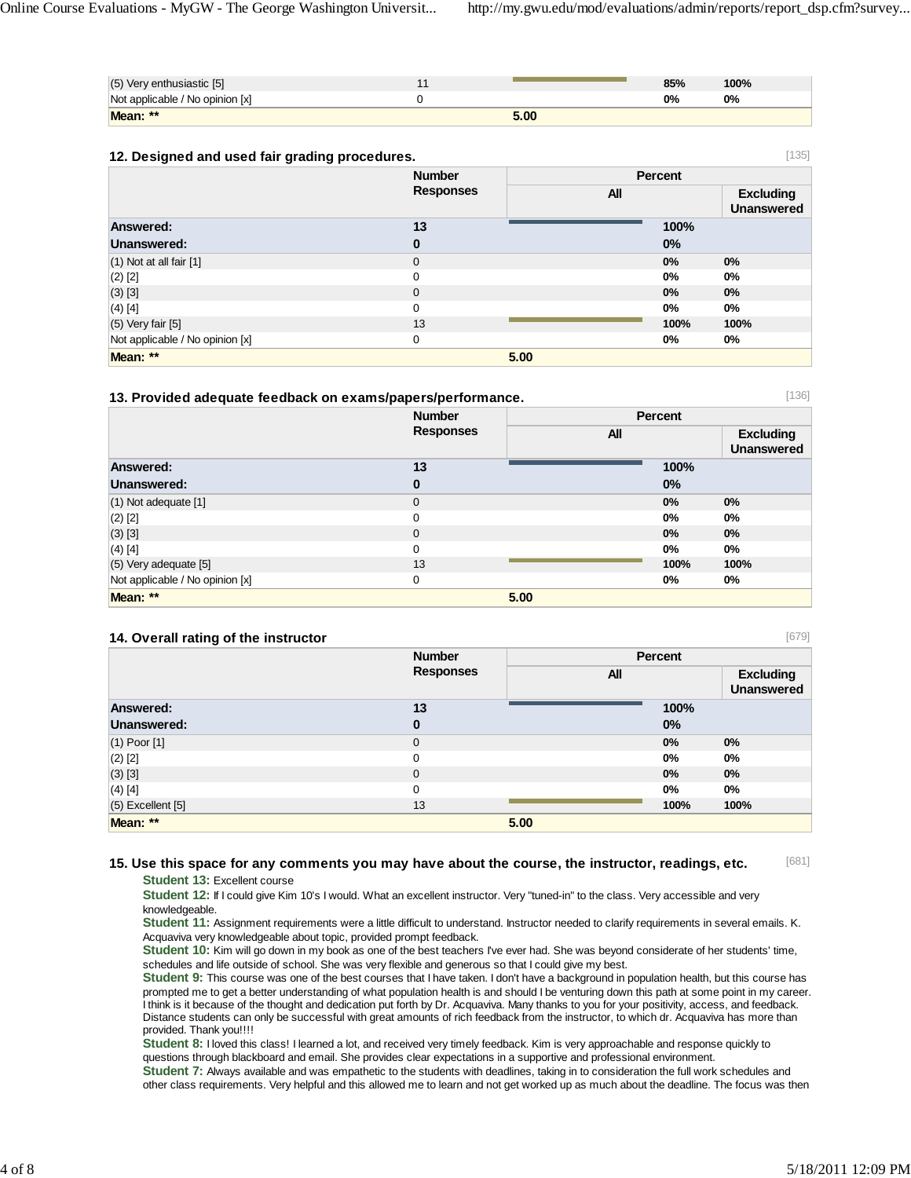| | | | | |
|---|---|---|---|---|
| (5) Very enthusiastic [5] | 11 | | 85% | 100% |
| Not applicable / No opinion [x] | 0 | | 0% | 0% |
| **Mean: \*\*** | | **5.00** | | |

### 12. Designed and used fair grading procedures.

[135]

| | Number Responses | Percent | | |
|---|---|---|---|---|
| | | All | | Excluding Unanswered |
| **Answered:** | **13** | | **100%** | |
| **Unanswered:** | **0** | | **0%** | |
| (1) Not at all fair [1] | 0 | | 0% | 0% |
| (2) [2] | 0 | | 0% | 0% |
| (3) [3] | 0 | | 0% | 0% |
| (4) [4] | 0 | | 0% | 0% |
| (5) Very fair [5] | 13 | | 100% | 100% |
| Not applicable / No opinion [x] | 0 | | 0% | 0% |
| **Mean: \*\*** | | **5.00** | | |

### 13. Provided adequate feedback on exams/papers/performance.

[136]

| | Number Responses | Percent | | |
|---|---|---|---|---|
| | | All | | Excluding Unanswered |
| **Answered:** | **13** | | **100%** | |
| **Unanswered:** | **0** | | **0%** | |
| (1) Not adequate [1] | 0 | | 0% | 0% |
| (2) [2] | 0 | | 0% | 0% |
| (3) [3] | 0 | | 0% | 0% |
| (4) [4] | 0 | | 0% | 0% |
| (5) Very adequate [5] | 13 | | 100% | 100% |
| Not applicable / No opinion [x] | 0 | | 0% | 0% |
| **Mean: \*\*** | | **5.00** | | |

### 14. Overall rating of the instructor

[679]

| | Number Responses | Percent | | |
|---|---|---|---|---|
| | | All | | Excluding Unanswered |
| **Answered:** | **13** | | **100%** | |
| **Unanswered:** | **0** | | **0%** | |
| (1) Poor [1] | 0 | | 0% | 0% |
| (2) [2] | 0 | | 0% | 0% |
| (3) [3] | 0 | | 0% | 0% |
| (4) [4] | 0 | | 0% | 0% |
| (5) Excellent [5] | 13 | | 100% | 100% |
| **Mean: \*\*** | | **5.00** | | |

### 15. Use this space for any comments you may have about the course, the instructor, readings, etc.

[681]

**Student 13:** Excellent course

**Student 12:** If I could give Kim 10's I would. What an excellent instructor. Very "tuned-in" to the class. Very accessible and very knowledgeable.

**Student 11:** Assignment requirements were a little difficult to understand. Instructor needed to clarify requirements in several emails. K. Acquaviva very knowledgeable about topic, provided prompt feedback.

**Student 10:** Kim will go down in my book as one of the best teachers I've ever had. She was beyond considerate of her students' time, schedules and life outside of school. She was very flexible and generous so that I could give my best.

**Student 9:** This course was one of the best courses that I have taken. I don't have a background in population health, but this course has prompted me to get a better understanding of what population health is and should I be venturing down this path at some point in my career. I think is it because of the thought and dedication put forth by Dr. Acquaviva. Many thanks to you for your positivity, access, and feedback. Distance students can only be successful with great amounts of rich feedback from the instructor, to which dr. Acquaviva has more than provided. Thank you!!!!

**Student 8:** I loved this class! I learned a lot, and received very timely feedback. Kim is very approachable and response quickly to questions through blackboard and email. She provides clear expectations in a supportive and professional environment.

**Student 7:** Always available and was empathetic to the students with deadlines, taking in to consideration the full work schedules and other class requirements. Very helpful and this allowed me to learn and not get worked up as much about the deadline. The focus was then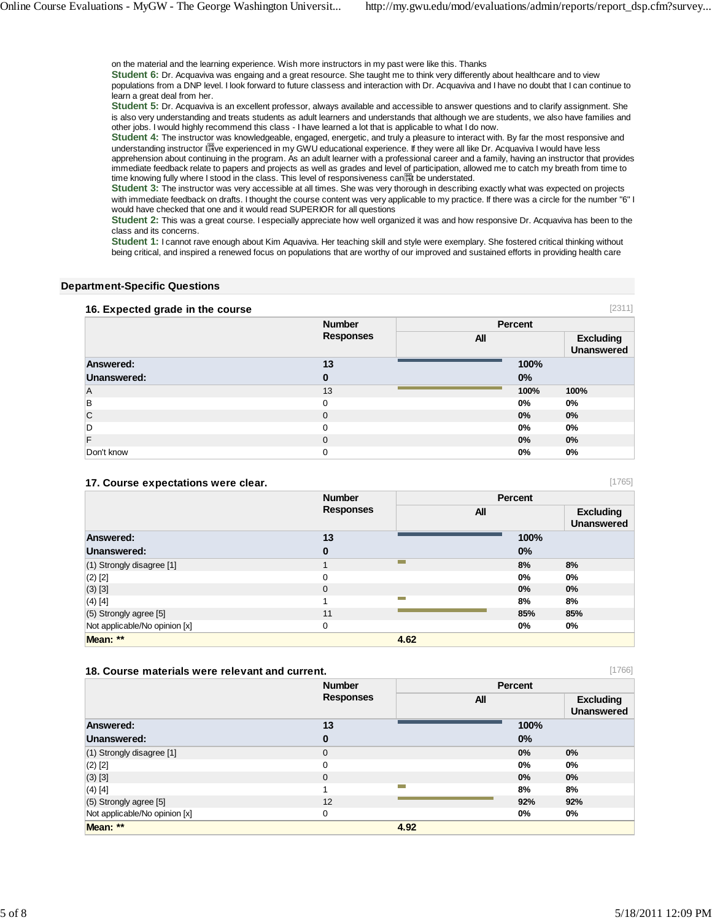on the material and the learning experience. Wish more instructors in my past were like this. Thanks

**Student 6:** Dr. Acquaviva was engaing and a great resource. She taught me to think very differently about healthcare and to view populations from a DNP level. I look forward to future classess and interaction with Dr. Acquaviva and I have no doubt that I can continue to learn a great deal from her.

**Student 5:** Dr. Acquaviva is an excellent professor, always available and accessible to answer questions and to clarify assignment. She is also very understanding and treats students as adult learners and understands that although we are students, we also have families and other jobs. I would highly recommend this class - I have learned a lot that is applicable to what I do now.

**Student 4:** The instructor was knowledgeable, engaged, energetic, and truly a pleasure to interact with. By far the most responsive and understanding instructor I�ve experienced in my GWU educational experience. If they were all like Dr. Acquaviva I would have less apprehension about continuing in the program. As an adult learner with a professional career and a family, having an instructor that provides immediate feedback relate to papers and projects as well as grades and level of participation, allowed me to catch my breath from time to time knowing fully where I stood in the class. This level of responsiveness can�t be understated.

**Student 3:** The instructor was very accessible at all times. She was very thorough in describing exactly what was expected on projects with immediate feedback on drafts. I thought the course content was very applicable to my practice. If there was a circle for the number "6" I would have checked that one and it would read SUPERIOR for all questions

**Student 2:** This was a great course. I especially appreciate how well organized it was and how responsive Dr. Acquaviva has been to the class and its concerns.

**Student 1:** I cannot rave enough about Kim Aquaviva. Her teaching skill and style were exemplary. She fostered critical thinking without being critical, and inspired a renewed focus on populations that are worthy of our improved and sustained efforts in providing health care

## Department-Specific Questions

### 16. Expected grade in the course

[2311]

| | Number Responses | Percent All | Percent Excluding Unanswered |
|---|---|---|---|
| **Answered:** | **13** | **100%** | |
| **Unanswered:** | **0** | **0%** | |
| A | 13 | **100%** | **100%** |
| B | 0 | **0%** | **0%** |
| C | 0 | **0%** | **0%** |
| D | 0 | **0%** | **0%** |
| F | 0 | **0%** | **0%** |
| Don't know | 0 | **0%** | **0%** |

### 17. Course expectations were clear.

[1765]

| | Number Responses | Percent All | Percent Excluding Unanswered |
|---|---|---|---|
| **Answered:** | **13** | **100%** | |
| **Unanswered:** | **0** | **0%** | |
| (1) Strongly disagree [1] | 1 | **8%** | **8%** |
| (2) [2] | 0 | **0%** | **0%** |
| (3) [3] | 0 | **0%** | **0%** |
| (4) [4] | 1 | **8%** | **8%** |
| (5) Strongly agree [5] | 11 | **85%** | **85%** |
| Not applicable/No opinion [x] | 0 | **0%** | **0%** |
| **Mean: \*\*** | **4.62** | | |

### 18. Course materials were relevant and current.

[1766]

| | Number Responses | Percent All | Percent Excluding Unanswered |
|---|---|---|---|
| **Answered:** | **13** | **100%** | |
| **Unanswered:** | **0** | **0%** | |
| (1) Strongly disagree [1] | 0 | **0%** | **0%** |
| (2) [2] | 0 | **0%** | **0%** |
| (3) [3] | 0 | **0%** | **0%** |
| (4) [4] | 1 | **8%** | **8%** |
| (5) Strongly agree [5] | 12 | **92%** | **92%** |
| Not applicable/No opinion [x] | 0 | **0%** | **0%** |
| **Mean: \*\*** | **4.92** | | |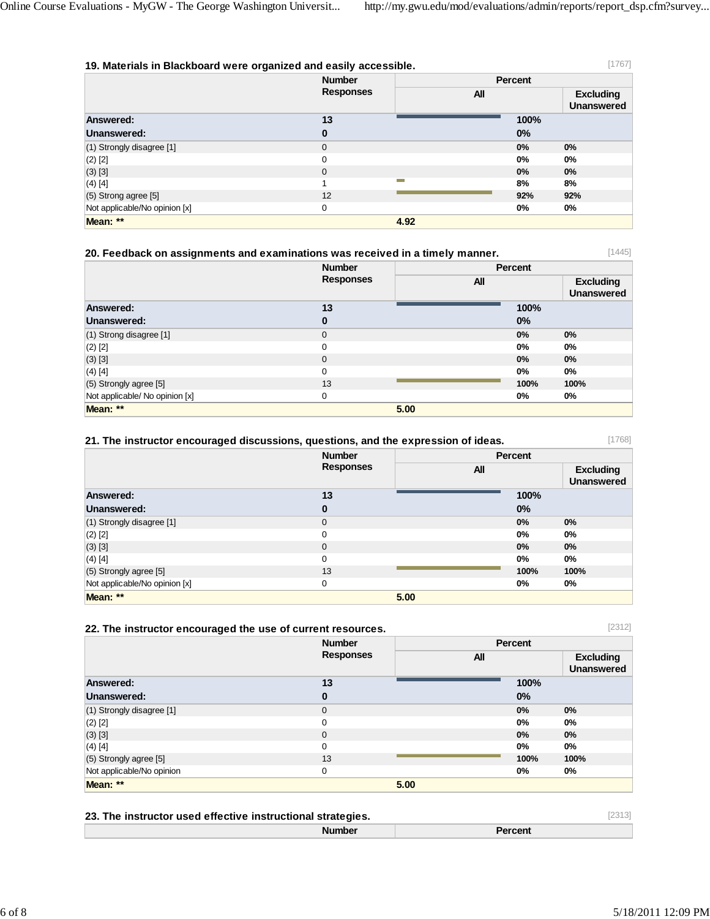### 19. Materials in Blackboard were organized and easily accessible.

[1767]

| | Number Responses | Percent All | Percent Excluding Unanswered |
|---|---|---|---|
| **Answered:** | **13** | **100%** | |
| **Unanswered:** | **0** | **0%** | |
| (1) Strongly disagree [1] | 0 | **0%** | **0%** |
| (2) [2] | 0 | **0%** | **0%** |
| (3) [3] | 0 | **0%** | **0%** |
| (4) [4] | 1 | **8%** | **8%** |
| (5) Strong agree [5] | 12 | **92%** | **92%** |
| Not applicable/No opinion [x] | 0 | **0%** | **0%** |
| **Mean: ** ** | | **4.92** | |

### 20. Feedback on assignments and examinations was received in a timely manner.

[1445]

| | Number Responses | Percent All | Percent Excluding Unanswered |
|---|---|---|---|
| **Answered:** | **13** | **100%** | |
| **Unanswered:** | **0** | **0%** | |
| (1) Strong disagree [1] | 0 | **0%** | **0%** |
| (2) [2] | 0 | **0%** | **0%** |
| (3) [3] | 0 | **0%** | **0%** |
| (4) [4] | 0 | **0%** | **0%** |
| (5) Strongly agree [5] | 13 | **100%** | **100%** |
| Not applicable/ No opinion [x] | 0 | **0%** | **0%** |
| **Mean: ** ** | | **5.00** | |

### 21. The instructor encouraged discussions, questions, and the expression of ideas.

[1768]

| | Number Responses | Percent All | Percent Excluding Unanswered |
|---|---|---|---|
| **Answered:** | **13** | **100%** | |
| **Unanswered:** | **0** | **0%** | |
| (1) Strongly disagree [1] | 0 | **0%** | **0%** |
| (2) [2] | 0 | **0%** | **0%** |
| (3) [3] | 0 | **0%** | **0%** |
| (4) [4] | 0 | **0%** | **0%** |
| (5) Strongly agree [5] | 13 | **100%** | **100%** |
| Not applicable/No opinion [x] | 0 | **0%** | **0%** |
| **Mean: ** ** | | **5.00** | |

### 22. The instructor encouraged the use of current resources.

[2312]

| | Number Responses | Percent All | Percent Excluding Unanswered |
|---|---|---|---|
| **Answered:** | **13** | **100%** | |
| **Unanswered:** | **0** | **0%** | |
| (1) Strongly disagree [1] | 0 | **0%** | **0%** |
| (2) [2] | 0 | **0%** | **0%** |
| (3) [3] | 0 | **0%** | **0%** |
| (4) [4] | 0 | **0%** | **0%** |
| (5) Strongly agree [5] | 13 | **100%** | **100%** |
| Not applicable/No opinion | 0 | **0%** | **0%** |
| **Mean: ** ** | | **5.00** | |

### 23. The instructor used effective instructional strategies.

[2313]

| | Number | Percent |
|---|---|---|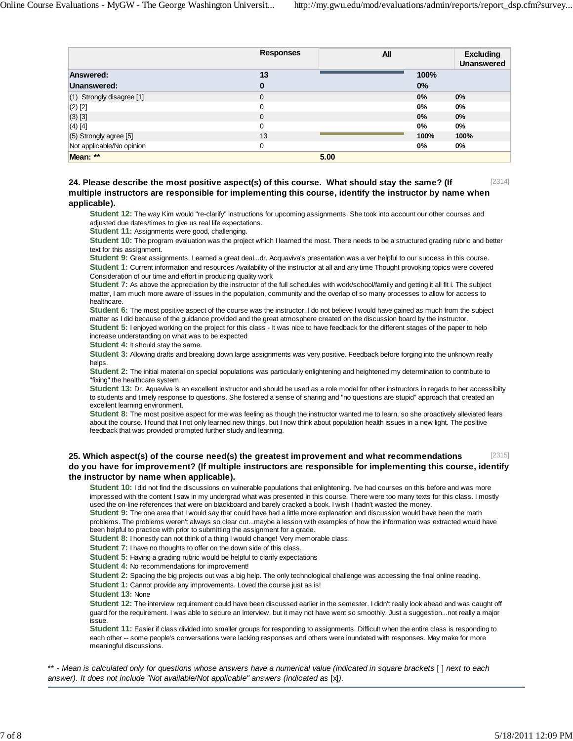| | Responses | All | | Excluding Unanswered |
|---|---|---|---|---|
| **Answered:** | **13** | | **100%** | |
| **Unanswered:** | **0** | | **0%** | |
| (1) Strongly disagree [1] | 0 | | 0% | 0% |
| (2) [2] | 0 | | 0% | 0% |
| (3) [3] | 0 | | 0% | 0% |
| (4) [4] | 0 | | 0% | 0% |
| (5) Strongly agree [5] | 13 | | 100% | 100% |
| Not applicable/No opinion | 0 | | 0% | 0% |
| **Mean: \*\*** | | **5.00** | | |

### 24. Please describe the most positive aspect(s) of this course. What should stay the same? (If multiple instructors are responsible for implementing this course, identify the instructor by name when applicable). [2314]

**Student 12:** The way Kim would "re-clarify" instructions for upcoming assignments. She took into account our other courses and adjusted due dates/times to give us real life expectations.

**Student 11:** Assignments were good, challenging.

**Student 10:** The program evaluation was the project which I learned the most. There needs to be a structured grading rubric and better text for this assignment.

**Student 9:** Great assignments. Learned a great deal...dr. Acquaviva's presentation was a ver helpful to our success in this course.

**Student 1:** Current information and resources Availability of the instructor at all and any time Thought provoking topics were covered Consideration of our time and effort in producing quality work

**Student 7:** As above the appreciation by the instructor of the full schedules with work/school/family and getting it all fit i. The subject matter, I am much more aware of issues in the population, community and the overlap of so many processes to allow for access to healthcare.

**Student 6:** The most positive aspect of the course was the instructor. I do not believe I would have gained as much from the subject matter as I did because of the guidance provided and the great atmosphere created on the discussion board by the instructor.

**Student 5:** I enjoyed working on the project for this class - It was nice to have feedback for the different stages of the paper to help increase understanding on what was to be expected

**Student 4:** It should stay the same.

**Student 3:** Allowing drafts and breaking down large assignments was very positive. Feedback before forging into the unknown really helps.

**Student 2:** The initial material on special populations was particularly enlightening and heightened my determination to contribute to "fixing" the healthcare system.

**Student 13:** Dr. Aquaviva is an excellent instructor and should be used as a role model for other instructors in regads to her accessibiity to students and timely response to questions. She fostered a sense of sharing and "no questions are stupid" approach that created an excellent learning environment.

**Student 8:** The most positive aspect for me was feeling as though the instructor wanted me to learn, so she proactively alleviated fears about the course. I found that I not only learned new things, but I now think about population health issues in a new light. The positive feedback that was provided prompted further study and learning.

### 25. Which aspect(s) of the course need(s) the greatest improvement and what recommendations do you have for improvement? (If multiple instructors are responsible for implementing this course, identify the instructor by name when applicable). [2315]

**Student 10:** I did not find the discussions on vulnerable populations that enlightening. I've had courses on this before and was more impressed with the content I saw in my undergrad what was presented in this course. There were too many texts for this class. I mostly used the on-line references that were on blackboard and barely cracked a book. I wish I hadn't wasted the money.

**Student 9:** The one area that I would say that could have had a little more explanation and discussion would have been the math problems. The problems weren't always so clear cut...maybe a lesson with examples of how the information was extracted would have been helpful to practice with prior to submitting the assignment for a grade.

**Student 8:** I honestly can not think of a thing I would change! Very memorable class.

**Student 7:** I have no thoughts to offer on the down side of this class.

**Student 5:** Having a grading rubric would be helpful to clarify expectations

**Student 4:** No recommendations for improvement!

**Student 2:** Spacing the big projects out was a big help. The only technological challenge was accessing the final online reading.

**Student 1:** Cannot provide any improvements. Loved the course just as is!

**Student 13:** None

**Student 12:** The interview requirement could have been discussed earlier in the semester. I didn't really look ahead and was caught off guard for the requirement. I was able to secure an interview, but it may not have went so smoothly. Just a suggestion...not really a major issue.

**Student 11:** Easier if class divided into smaller groups for responding to assignments. Difficult when the entire class is responding to each other -- some people's conversations were lacking responses and others were inundated with responses. May make for more meaningful discussions.

*\*\* - Mean is calculated only for questions whose answers have a numerical value (indicated in square brackets [ ] next to each answer). It does not include "Not available/Not applicable" answers (indicated as [x]).*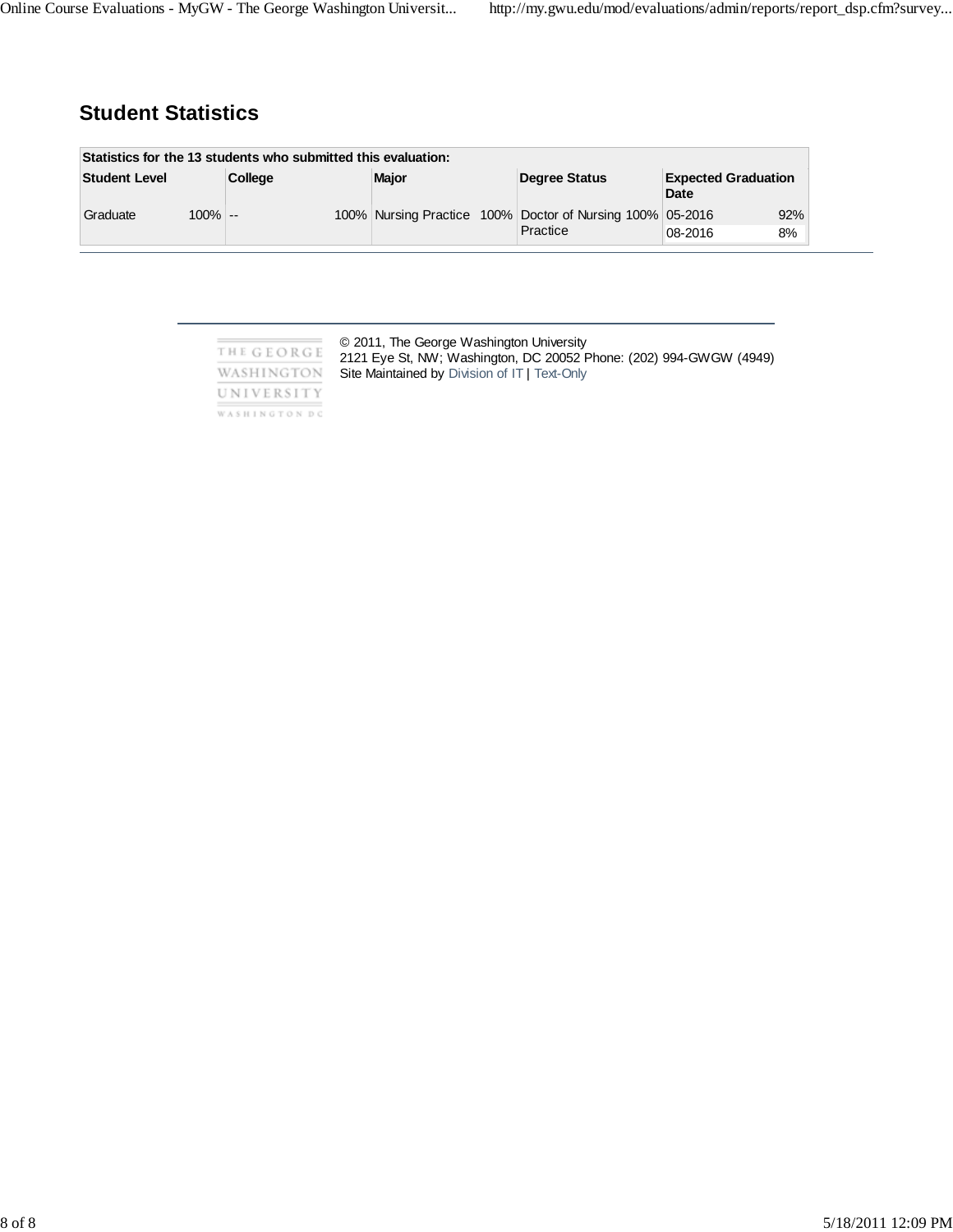## Student Statistics

| Statistics for the 13 students who submitted this evaluation: | | | | | | | | | |
|---|---|---|---|---|---|---|---|---|---|
| **Student Level** | | **College** | | **Major** | | **Degree Status** | | **Expected Graduation Date** | |
| Graduate | 100% | -- | 100% | Nursing Practice | 100% | Doctor of Nursing Practice | 100% | 05-2016 | 92% |
| | | | | | | | | 08-2016 | 8% |

© 2011, The George Washington University
2121 Eye St, NW; Washington, DC 20052 Phone: (202) 994-GWGW (4949)
Site Maintained by Division of IT | Text-Only